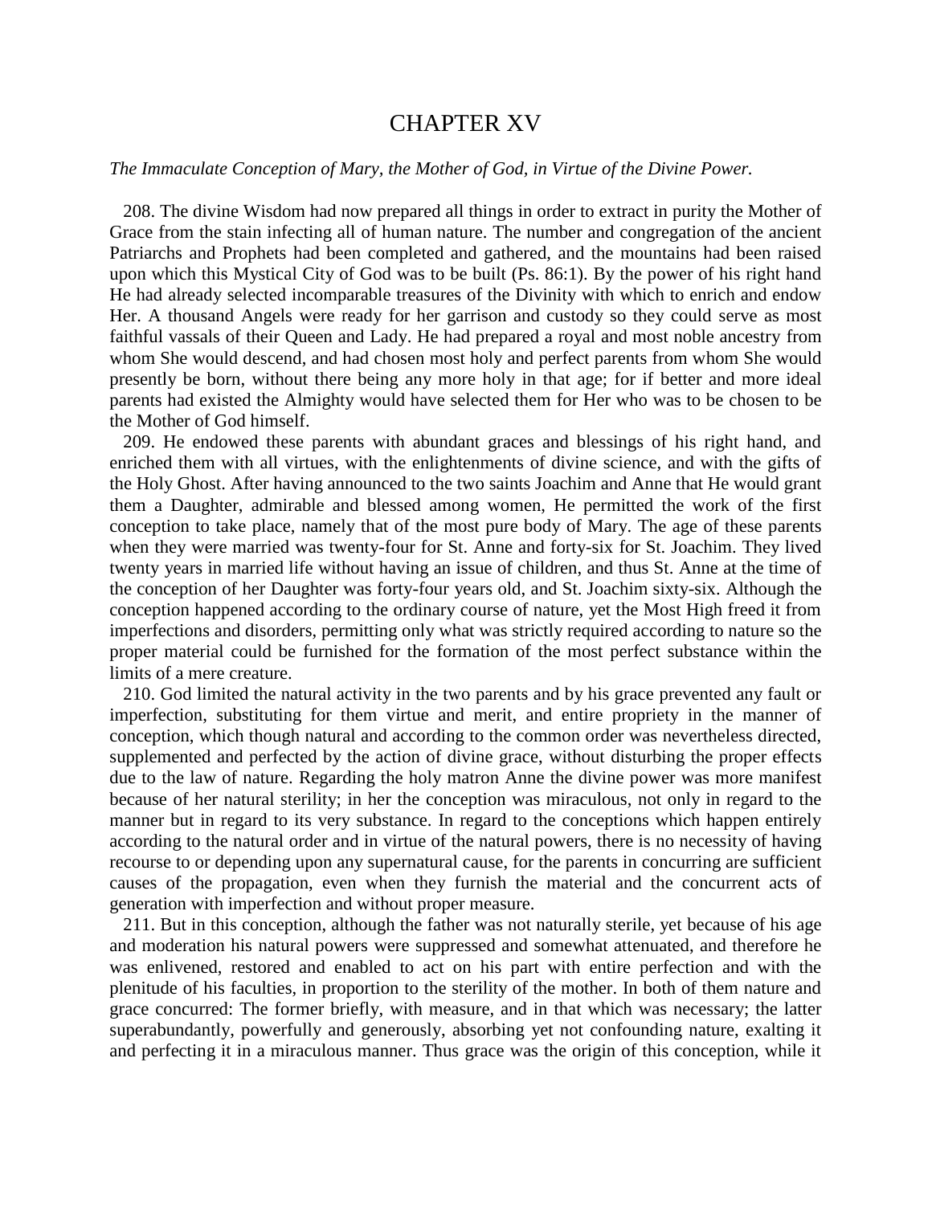# CHAPTER XV

*The Immaculate Conception of Mary, the Mother of God, in Virtue of the Divine Power.*

208. The divine Wisdom had now prepared all things in order to extract in purity the Mother of Grace from the stain infecting all of human nature. The number and congregation of the ancient Patriarchs and Prophets had been completed and gathered, and the mountains had been raised upon which this Mystical City of God was to be built (Ps. 86:1). By the power of his right hand He had already selected incomparable treasures of the Divinity with which to enrich and endow Her. A thousand Angels were ready for her garrison and custody so they could serve as most faithful vassals of their Queen and Lady. He had prepared a royal and most noble ancestry from whom She would descend, and had chosen most holy and perfect parents from whom She would presently be born, without there being any more holy in that age; for if better and more ideal parents had existed the Almighty would have selected them for Her who was to be chosen to be the Mother of God himself.

209. He endowed these parents with abundant graces and blessings of his right hand, and enriched them with all virtues, with the enlightenments of divine science, and with the gifts of the Holy Ghost. After having announced to the two saints Joachim and Anne that He would grant them a Daughter, admirable and blessed among women, He permitted the work of the first conception to take place, namely that of the most pure body of Mary. The age of these parents when they were married was twenty-four for St. Anne and forty-six for St. Joachim. They lived twenty years in married life without having an issue of children, and thus St. Anne at the time of the conception of her Daughter was forty-four years old, and St. Joachim sixty-six. Although the conception happened according to the ordinary course of nature, yet the Most High freed it from imperfections and disorders, permitting only what was strictly required according to nature so the proper material could be furnished for the formation of the most perfect substance within the limits of a mere creature.

210. God limited the natural activity in the two parents and by his grace prevented any fault or imperfection, substituting for them virtue and merit, and entire propriety in the manner of conception, which though natural and according to the common order was nevertheless directed, supplemented and perfected by the action of divine grace, without disturbing the proper effects due to the law of nature. Regarding the holy matron Anne the divine power was more manifest because of her natural sterility; in her the conception was miraculous, not only in regard to the manner but in regard to its very substance. In regard to the conceptions which happen entirely according to the natural order and in virtue of the natural powers, there is no necessity of having recourse to or depending upon any supernatural cause, for the parents in concurring are sufficient causes of the propagation, even when they furnish the material and the concurrent acts of generation with imperfection and without proper measure.

211. But in this conception, although the father was not naturally sterile, yet because of his age and moderation his natural powers were suppressed and somewhat attenuated, and therefore he was enlivened, restored and enabled to act on his part with entire perfection and with the plenitude of his faculties, in proportion to the sterility of the mother. In both of them nature and grace concurred: The former briefly, with measure, and in that which was necessary; the latter superabundantly, powerfully and generously, absorbing yet not confounding nature, exalting it and perfecting it in a miraculous manner. Thus grace was the origin of this conception, while it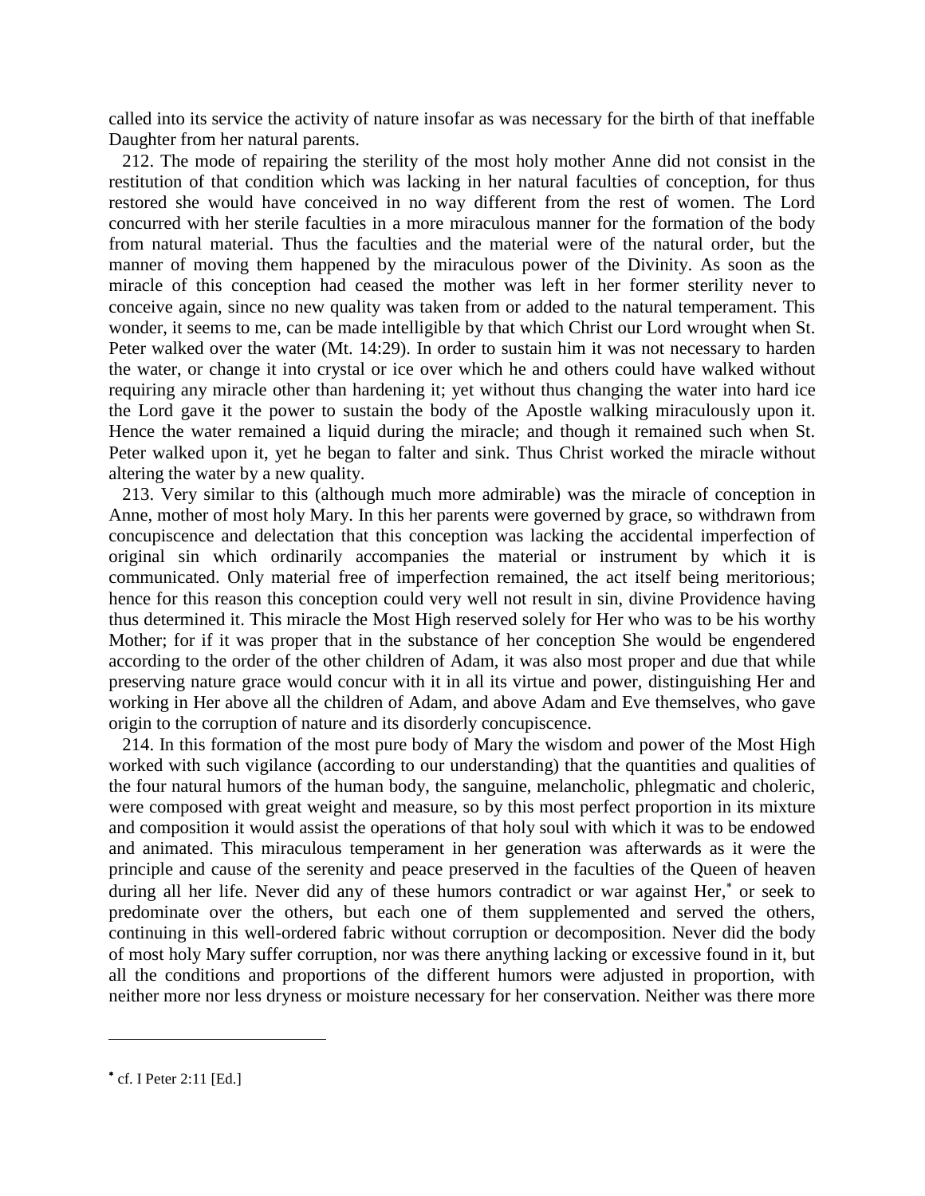called into its service the activity of nature insofar as was necessary for the birth of that ineffable Daughter from her natural parents.

212. The mode of repairing the sterility of the most holy mother Anne did not consist in the restitution of that condition which was lacking in her natural faculties of conception, for thus restored she would have conceived in no way different from the rest of women. The Lord concurred with her sterile faculties in a more miraculous manner for the formation of the body from natural material. Thus the faculties and the material were of the natural order, but the manner of moving them happened by the miraculous power of the Divinity. As soon as the miracle of this conception had ceased the mother was left in her former sterility never to conceive again, since no new quality was taken from or added to the natural temperament. This wonder, it seems to me, can be made intelligible by that which Christ our Lord wrought when St. Peter walked over the water (Mt. 14:29). In order to sustain him it was not necessary to harden the water, or change it into crystal or ice over which he and others could have walked without requiring any miracle other than hardening it; yet without thus changing the water into hard ice the Lord gave it the power to sustain the body of the Apostle walking miraculously upon it. Hence the water remained a liquid during the miracle; and though it remained such when St. Peter walked upon it, yet he began to falter and sink. Thus Christ worked the miracle without altering the water by a new quality.

213. Very similar to this (although much more admirable) was the miracle of conception in Anne, mother of most holy Mary. In this her parents were governed by grace, so withdrawn from concupiscence and delectation that this conception was lacking the accidental imperfection of original sin which ordinarily accompanies the material or instrument by which it is communicated. Only material free of imperfection remained, the act itself being meritorious; hence for this reason this conception could very well not result in sin, divine Providence having thus determined it. This miracle the Most High reserved solely for Her who was to be his worthy Mother; for if it was proper that in the substance of her conception She would be engendered according to the order of the other children of Adam, it was also most proper and due that while preserving nature grace would concur with it in all its virtue and power, distinguishing Her and working in Her above all the children of Adam, and above Adam and Eve themselves, who gave origin to the corruption of nature and its disorderly concupiscence.

214. In this formation of the most pure body of Mary the wisdom and power of the Most High worked with such vigilance (according to our understanding) that the quantities and qualities of the four natural humors of the human body, the sanguine, melancholic, phlegmatic and choleric, were composed with great weight and measure, so by this most perfect proportion in its mixture and composition it would assist the operations of that holy soul with which it was to be endowed and animated. This miraculous temperament in her generation was afterwards as it were the principle and cause of the serenity and peace preserved in the faculties of the Queen of heaven during all her life. Never did any of these humors contradict or war against Her,* or seek to predominate over the others, but each one of them supplemented and served the others, continuing in this well-ordered fabric without corruption or decomposition. Never did the body of most holy Mary suffer corruption, nor was there anything lacking or excessive found in it, but all the conditions and proportions of the different humors were adjusted in proportion, with neither more nor less dryness or moisture necessary for her conservation. Neither was there more

---

* cf. I Peter 2:11 [Ed.]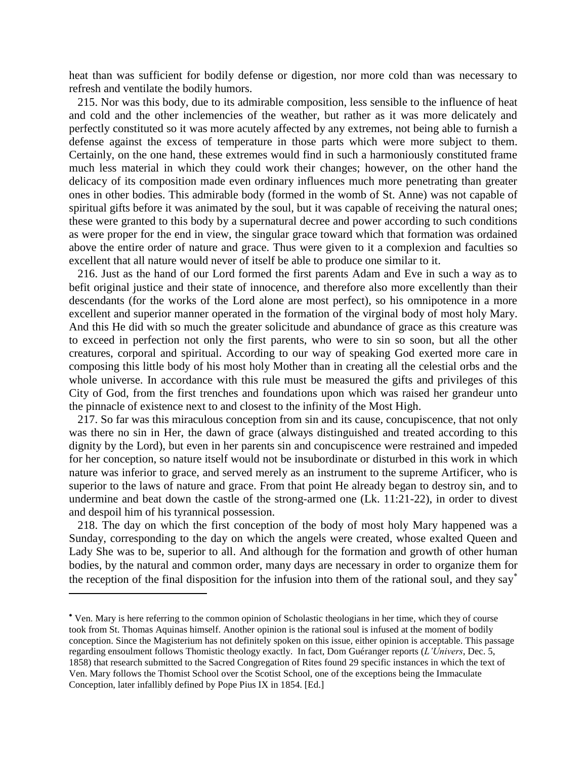heat than was sufficient for bodily defense or digestion, nor more cold than was necessary to refresh and ventilate the bodily humors.

215. Nor was this body, due to its admirable composition, less sensible to the influence of heat and cold and the other inclemencies of the weather, but rather as it was more delicately and perfectly constituted so it was more acutely affected by any extremes, not being able to furnish a defense against the excess of temperature in those parts which were more subject to them. Certainly, on the one hand, these extremes would find in such a harmoniously constituted frame much less material in which they could work their changes; however, on the other hand the delicacy of its composition made even ordinary influences much more penetrating than greater ones in other bodies. This admirable body (formed in the womb of St. Anne) was not capable of spiritual gifts before it was animated by the soul, but it was capable of receiving the natural ones; these were granted to this body by a supernatural decree and power according to such conditions as were proper for the end in view, the singular grace toward which that formation was ordained above the entire order of nature and grace. Thus were given to it a complexion and faculties so excellent that all nature would never of itself be able to produce one similar to it.

216. Just as the hand of our Lord formed the first parents Adam and Eve in such a way as to befit original justice and their state of innocence, and therefore also more excellently than their descendants (for the works of the Lord alone are most perfect), so his omnipotence in a more excellent and superior manner operated in the formation of the virginal body of most holy Mary. And this He did with so much the greater solicitude and abundance of grace as this creature was to exceed in perfection not only the first parents, who were to sin so soon, but all the other creatures, corporal and spiritual. According to our way of speaking God exerted more care in composing this little body of his most holy Mother than in creating all the celestial orbs and the whole universe. In accordance with this rule must be measured the gifts and privileges of this City of God, from the first trenches and foundations upon which was raised her grandeur unto the pinnacle of existence next to and closest to the infinity of the Most High.

217. So far was this miraculous conception from sin and its cause, concupiscence, that not only was there no sin in Her, the dawn of grace (always distinguished and treated according to this dignity by the Lord), but even in her parents sin and concupiscence were restrained and impeded for her conception, so nature itself would not be insubordinate or disturbed in this work in which nature was inferior to grace, and served merely as an instrument to the supreme Artificer, who is superior to the laws of nature and grace. From that point He already began to destroy sin, and to undermine and beat down the castle of the strong-armed one (Lk. 11:21-22), in order to divest and despoil him of his tyrannical possession.

218. The day on which the first conception of the body of most holy Mary happened was a Sunday, corresponding to the day on which the angels were created, whose exalted Queen and Lady She was to be, superior to all. And although for the formation and growth of other human bodies, by the natural and common order, many days are necessary in order to organize them for the reception of the final disposition for the infusion into them of the rational soul, and they say*

---

* Ven. Mary is here referring to the common opinion of Scholastic theologians in her time, which they of course took from St. Thomas Aquinas himself. Another opinion is the rational soul is infused at the moment of bodily conception. Since the Magisterium has not definitely spoken on this issue, either opinion is acceptable. This passage regarding ensoulment follows Thomistic theology exactly. In fact, Dom Guéranger reports (*L'Univers*, Dec. 5, 1858) that research submitted to the Sacred Congregation of Rites found 29 specific instances in which the text of Ven. Mary follows the Thomist School over the Scotist School, one of the exceptions being the Immaculate Conception, later infallibly defined by Pope Pius IX in 1854. [Ed.]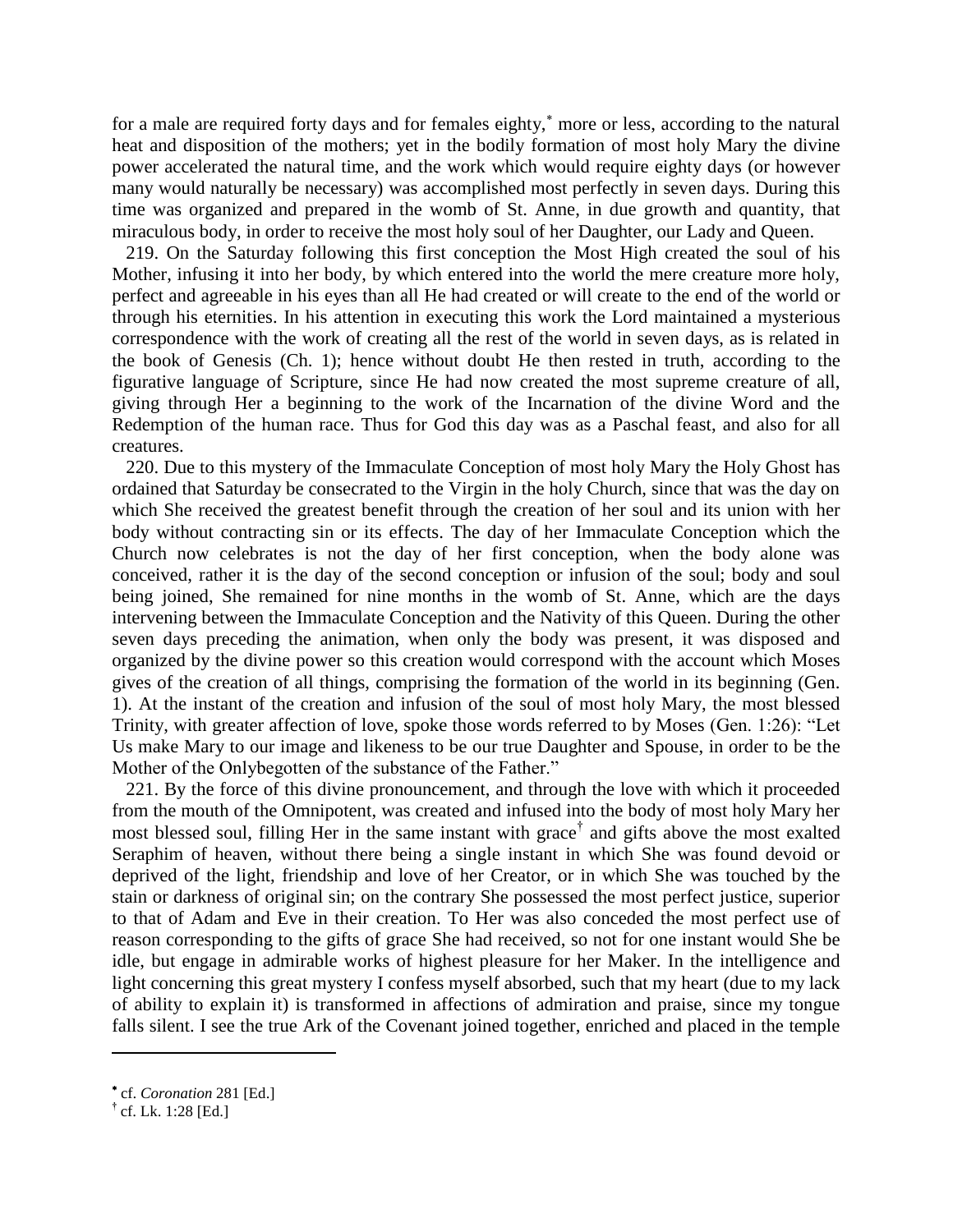for a male are required forty days and for females eighty,[*] more or less, according to the natural heat and disposition of the mothers; yet in the bodily formation of most holy Mary the divine power accelerated the natural time, and the work which would require eighty days (or however many would naturally be necessary) was accomplished most perfectly in seven days. During this time was organized and prepared in the womb of St. Anne, in due growth and quantity, that miraculous body, in order to receive the most holy soul of her Daughter, our Lady and Queen.

219. On the Saturday following this first conception the Most High created the soul of his Mother, infusing it into her body, by which entered into the world the mere creature more holy, perfect and agreeable in his eyes than all He had created or will create to the end of the world or through his eternities. In his attention in executing this work the Lord maintained a mysterious correspondence with the work of creating all the rest of the world in seven days, as is related in the book of Genesis (Ch. 1); hence without doubt He then rested in truth, according to the figurative language of Scripture, since He had now created the most supreme creature of all, giving through Her a beginning to the work of the Incarnation of the divine Word and the Redemption of the human race. Thus for God this day was as a Paschal feast, and also for all creatures.

220. Due to this mystery of the Immaculate Conception of most holy Mary the Holy Ghost has ordained that Saturday be consecrated to the Virgin in the holy Church, since that was the day on which She received the greatest benefit through the creation of her soul and its union with her body without contracting sin or its effects. The day of her Immaculate Conception which the Church now celebrates is not the day of her first conception, when the body alone was conceived, rather it is the day of the second conception or infusion of the soul; body and soul being joined, She remained for nine months in the womb of St. Anne, which are the days intervening between the Immaculate Conception and the Nativity of this Queen. During the other seven days preceding the animation, when only the body was present, it was disposed and organized by the divine power so this creation would correspond with the account which Moses gives of the creation of all things, comprising the formation of the world in its beginning (Gen. 1). At the instant of the creation and infusion of the soul of most holy Mary, the most blessed Trinity, with greater affection of love, spoke those words referred to by Moses (Gen. 1:26): "Let Us make Mary to our image and likeness to be our true Daughter and Spouse, in order to be the Mother of the Onlybegotten of the substance of the Father."

221. By the force of this divine pronouncement, and through the love with which it proceeded from the mouth of the Omnipotent, was created and infused into the body of most holy Mary her most blessed soul, filling Her in the same instant with grace[†] and gifts above the most exalted Seraphim of heaven, without there being a single instant in which She was found devoid or deprived of the light, friendship and love of her Creator, or in which She was touched by the stain or darkness of original sin; on the contrary She possessed the most perfect justice, superior to that of Adam and Eve in their creation. To Her was also conceded the most perfect use of reason corresponding to the gifts of grace She had received, so not for one instant would She be idle, but engage in admirable works of highest pleasure for her Maker. In the intelligence and light concerning this great mystery I confess myself absorbed, such that my heart (due to my lack of ability to explain it) is transformed in affections of admiration and praise, since my tongue falls silent. I see the true Ark of the Covenant joined together, enriched and placed in the temple

---

[*] cf. *Coronation* 281 [Ed.]

[†] cf. Lk. 1:28 [Ed.]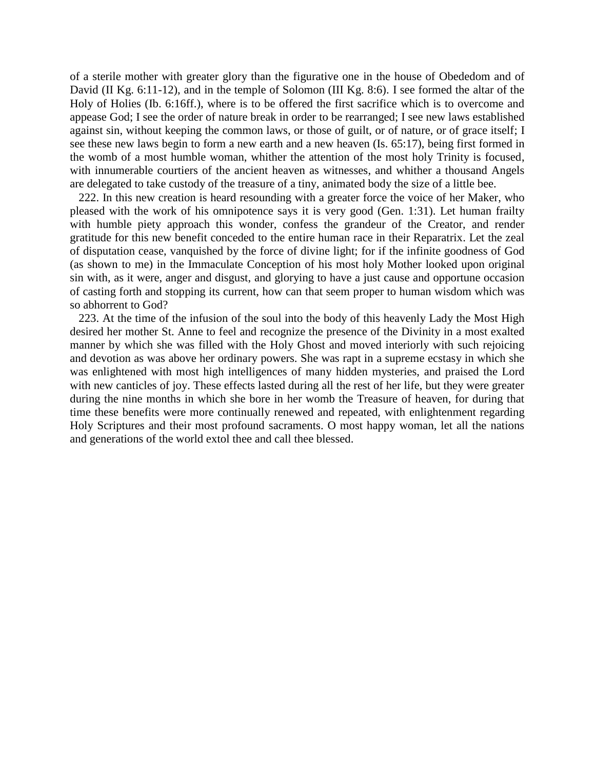of a sterile mother with greater glory than the figurative one in the house of Obededom and of David (II Kg. 6:11-12), and in the temple of Solomon (III Kg. 8:6). I see formed the altar of the Holy of Holies (Ib. 6:16ff.), where is to be offered the first sacrifice which is to overcome and appease God; I see the order of nature break in order to be rearranged; I see new laws established against sin, without keeping the common laws, or those of guilt, or of nature, or of grace itself; I see these new laws begin to form a new earth and a new heaven (Is. 65:17), being first formed in the womb of a most humble woman, whither the attention of the most holy Trinity is focused, with innumerable courtiers of the ancient heaven as witnesses, and whither a thousand Angels are delegated to take custody of the treasure of a tiny, animated body the size of a little bee.

222. In this new creation is heard resounding with a greater force the voice of her Maker, who pleased with the work of his omnipotence says it is very good (Gen. 1:31). Let human frailty with humble piety approach this wonder, confess the grandeur of the Creator, and render gratitude for this new benefit conceded to the entire human race in their Reparatrix. Let the zeal of disputation cease, vanquished by the force of divine light; for if the infinite goodness of God (as shown to me) in the Immaculate Conception of his most holy Mother looked upon original sin with, as it were, anger and disgust, and glorying to have a just cause and opportune occasion of casting forth and stopping its current, how can that seem proper to human wisdom which was so abhorrent to God?

223. At the time of the infusion of the soul into the body of this heavenly Lady the Most High desired her mother St. Anne to feel and recognize the presence of the Divinity in a most exalted manner by which she was filled with the Holy Ghost and moved interiorly with such rejoicing and devotion as was above her ordinary powers. She was rapt in a supreme ecstasy in which she was enlightened with most high intelligences of many hidden mysteries, and praised the Lord with new canticles of joy. These effects lasted during all the rest of her life, but they were greater during the nine months in which she bore in her womb the Treasure of heaven, for during that time these benefits were more continually renewed and repeated, with enlightenment regarding Holy Scriptures and their most profound sacraments. O most happy woman, let all the nations and generations of the world extol thee and call thee blessed.